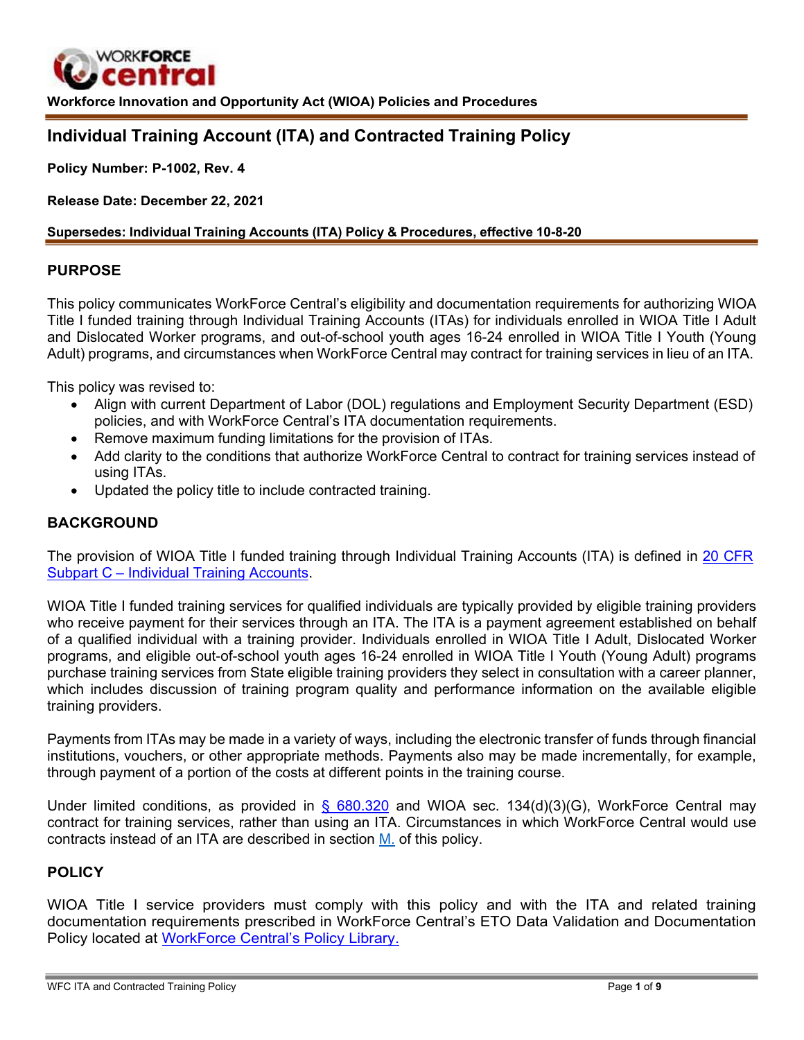WORKFORCE central

**Workforce Innovation and Opportunity Act (WIOA) Policies and Procedures**

# Individual Training Account (ITA) and Contracted Training Policy

**Policy Number: P-1002, Rev. 4**

**Release Date: December 22, 2021**

**Supersedes: Individual Training Accounts (ITA) Policy & Procedures, effective 10-8-20**

## PURPOSE

This policy communicates WorkForce Central's eligibility and documentation requirements for authorizing WIOA Title I funded training through Individual Training Accounts (ITAs) for individuals enrolled in WIOA Title I Adult and Dislocated Worker programs, and out-of-school youth ages 16-24 enrolled in WIOA Title I Youth (Young Adult) programs, and circumstances when WorkForce Central may contract for training services in lieu of an ITA.

This policy was revised to:

- Align with current Department of Labor (DOL) regulations and Employment Security Department (ESD) policies, and with WorkForce Central's ITA documentation requirements.
- Remove maximum funding limitations for the provision of ITAs.
- Add clarity to the conditions that authorize WorkForce Central to contract for training services instead of using ITAs.
- Updated the policy title to include contracted training.

## BACKGROUND

The provision of WIOA Title I funded training through Individual Training Accounts (ITA) is defined in 20 CFR Subpart C – Individual Training Accounts.

WIOA Title I funded training services for qualified individuals are typically provided by eligible training providers who receive payment for their services through an ITA. The ITA is a payment agreement established on behalf of a qualified individual with a training provider. Individuals enrolled in WIOA Title I Adult, Dislocated Worker programs, and eligible out-of-school youth ages 16-24 enrolled in WIOA Title I Youth (Young Adult) programs purchase training services from State eligible training providers they select in consultation with a career planner, which includes discussion of training program quality and performance information on the available eligible training providers.

Payments from ITAs may be made in a variety of ways, including the electronic transfer of funds through financial institutions, vouchers, or other appropriate methods. Payments also may be made incrementally, for example, through payment of a portion of the costs at different points in the training course.

Under limited conditions, as provided in § 680.320 and WIOA sec. 134(d)(3)(G), WorkForce Central may contract for training services, rather than using an ITA. Circumstances in which WorkForce Central would use contracts instead of an ITA are described in section M. of this policy.

## POLICY

WIOA Title I service providers must comply with this policy and with the ITA and related training documentation requirements prescribed in WorkForce Central's ETO Data Validation and Documentation Policy located at WorkForce Central's Policy Library.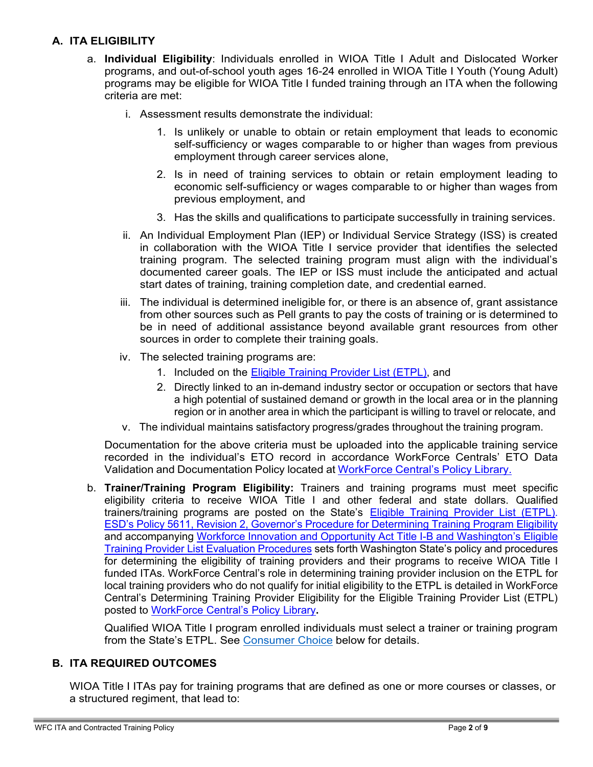## A. ITA ELIGIBILITY

a. **Individual Eligibility**: Individuals enrolled in WIOA Title I Adult and Dislocated Worker programs, and out-of-school youth ages 16-24 enrolled in WIOA Title I Youth (Young Adult) programs may be eligible for WIOA Title I funded training through an ITA when the following criteria are met:

   i. Assessment results demonstrate the individual:

      1. Is unlikely or unable to obtain or retain employment that leads to economic self-sufficiency or wages comparable to or higher than wages from previous employment through career services alone,

      2. Is in need of training services to obtain or retain employment leading to economic self-sufficiency or wages comparable to or higher than wages from previous employment, and

      3. Has the skills and qualifications to participate successfully in training services.

   ii. An Individual Employment Plan (IEP) or Individual Service Strategy (ISS) is created in collaboration with the WIOA Title I service provider that identifies the selected training program. The selected training program must align with the individual's documented career goals. The IEP or ISS must include the anticipated and actual start dates of training, training completion date, and credential earned.

   iii. The individual is determined ineligible for, or there is an absence of, grant assistance from other sources such as Pell grants to pay the costs of training or is determined to be in need of additional assistance beyond available grant resources from other sources in order to complete their training goals.

   iv. The selected training programs are:

      1. Included on the Eligible Training Provider List (ETPL), and
      2. Directly linked to an in-demand industry sector or occupation or sectors that have a high potential of sustained demand or growth in the local area or in the planning region or in another area in which the participant is willing to travel or relocate, and

   v. The individual maintains satisfactory progress/grades throughout the training program.

   Documentation for the above criteria must be uploaded into the applicable training service recorded in the individual's ETO record in accordance WorkForce Centrals' ETO Data Validation and Documentation Policy located at WorkForce Central's Policy Library.

b. **Trainer/Training Program Eligibility:** Trainers and training programs must meet specific eligibility criteria to receive WIOA Title I and other federal and state dollars. Qualified trainers/training programs are posted on the State's Eligible Training Provider List (ETPL). ESD's Policy 5611, Revision 2, Governor's Procedure for Determining Training Program Eligibility and accompanying Workforce Innovation and Opportunity Act Title I-B and Washington's Eligible Training Provider List Evaluation Procedures sets forth Washington State's policy and procedures for determining the eligibility of training providers and their programs to receive WIOA Title I funded ITAs. WorkForce Central's role in determining training provider inclusion on the ETPL for local training providers who do not qualify for initial eligibility to the ETPL is detailed in WorkForce Central's Determining Training Provider Eligibility for the Eligible Training Provider List (ETPL) posted to WorkForce Central's Policy Library**.**

   Qualified WIOA Title I program enrolled individuals must select a trainer or training program from the State's ETPL. See Consumer Choice below for details.

## B. ITA REQUIRED OUTCOMES

WIOA Title I ITAs pay for training programs that are defined as one or more courses or classes, or a structured regiment, that lead to: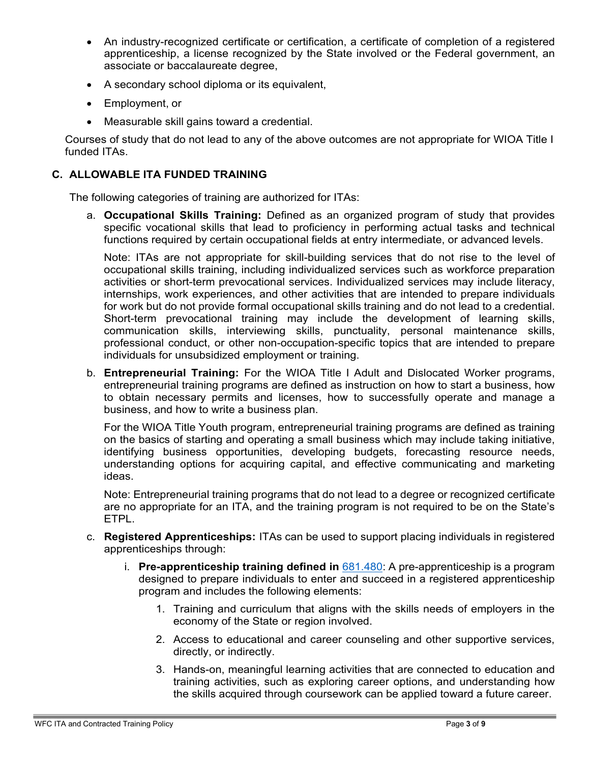- An industry-recognized certificate or certification, a certificate of completion of a registered apprenticeship, a license recognized by the State involved or the Federal government, an associate or baccalaureate degree,
- A secondary school diploma or its equivalent,
- Employment, or
- Measurable skill gains toward a credential.

Courses of study that do not lead to any of the above outcomes are not appropriate for WIOA Title I funded ITAs.

## C. ALLOWABLE ITA FUNDED TRAINING

The following categories of training are authorized for ITAs:

a. **Occupational Skills Training:** Defined as an organized program of study that provides specific vocational skills that lead to proficiency in performing actual tasks and technical functions required by certain occupational fields at entry intermediate, or advanced levels.

   Note: ITAs are not appropriate for skill-building services that do not rise to the level of occupational skills training, including individualized services such as workforce preparation activities or short-term prevocational services. Individualized services may include literacy, internships, work experiences, and other activities that are intended to prepare individuals for work but do not provide formal occupational skills training and do not lead to a credential. Short-term prevocational training may include the development of learning skills, communication skills, interviewing skills, punctuality, personal maintenance skills, professional conduct, or other non-occupation-specific topics that are intended to prepare individuals for unsubsidized employment or training.

b. **Entrepreneurial Training:** For the WIOA Title I Adult and Dislocated Worker programs, entrepreneurial training programs are defined as instruction on how to start a business, how to obtain necessary permits and licenses, how to successfully operate and manage a business, and how to write a business plan.

   For the WIOA Title Youth program, entrepreneurial training programs are defined as training on the basics of starting and operating a small business which may include taking initiative, identifying business opportunities, developing budgets, forecasting resource needs, understanding options for acquiring capital, and effective communicating and marketing ideas.

   Note: Entrepreneurial training programs that do not lead to a degree or recognized certificate are no appropriate for an ITA, and the training program is not required to be on the State's ETPL.

c. **Registered Apprenticeships:** ITAs can be used to support placing individuals in registered apprenticeships through:

   i. **Pre-apprenticeship training defined in** 681.480: A pre-apprenticeship is a program designed to prepare individuals to enter and succeed in a registered apprenticeship program and includes the following elements:

      1. Training and curriculum that aligns with the skills needs of employers in the economy of the State or region involved.
      2. Access to educational and career counseling and other supportive services, directly, or indirectly.
      3. Hands-on, meaningful learning activities that are connected to education and training activities, such as exploring career options, and understanding how the skills acquired through coursework can be applied toward a future career.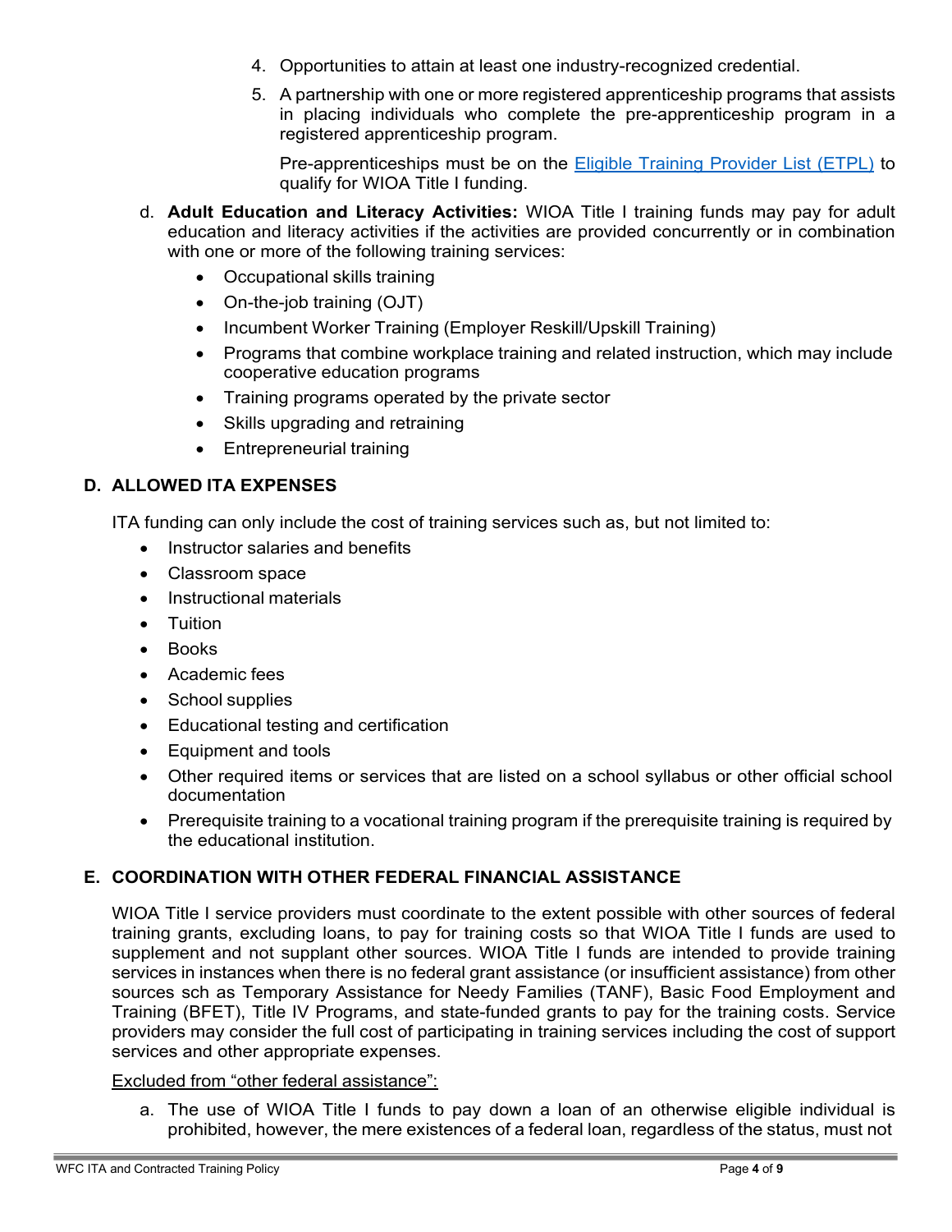4. Opportunities to attain at least one industry-recognized credential.
5. A partnership with one or more registered apprenticeship programs that assists in placing individuals who complete the pre-apprenticeship program in a registered apprenticeship program.

   Pre-apprenticeships must be on the [Eligible Training Provider List (ETPL)]() to qualify for WIOA Title I funding.

d. **Adult Education and Literacy Activities:** WIOA Title I training funds may pay for adult education and literacy activities if the activities are provided concurrently or in combination with one or more of the following training services:
   - Occupational skills training
   - On-the-job training (OJT)
   - Incumbent Worker Training (Employer Reskill/Upskill Training)
   - Programs that combine workplace training and related instruction, which may include cooperative education programs
   - Training programs operated by the private sector
   - Skills upgrading and retraining
   - Entrepreneurial training

## D. ALLOWED ITA EXPENSES

ITA funding can only include the cost of training services such as, but not limited to:

- Instructor salaries and benefits
- Classroom space
- Instructional materials
- Tuition
- Books
- Academic fees
- School supplies
- Educational testing and certification
- Equipment and tools
- Other required items or services that are listed on a school syllabus or other official school documentation
- Prerequisite training to a vocational training program if the prerequisite training is required by the educational institution.

## E. COORDINATION WITH OTHER FEDERAL FINANCIAL ASSISTANCE

WIOA Title I service providers must coordinate to the extent possible with other sources of federal training grants, excluding loans, to pay for training costs so that WIOA Title I funds are used to supplement and not supplant other sources. WIOA Title I funds are intended to provide training services in instances when there is no federal grant assistance (or insufficient assistance) from other sources sch as Temporary Assistance for Needy Families (TANF), Basic Food Employment and Training (BFET), Title IV Programs, and state-funded grants to pay for the training costs. Service providers may consider the full cost of participating in training services including the cost of support services and other appropriate expenses.

Excluded from "other federal assistance":

a. The use of WIOA Title I funds to pay down a loan of an otherwise eligible individual is prohibited, however, the mere existences of a federal loan, regardless of the status, must not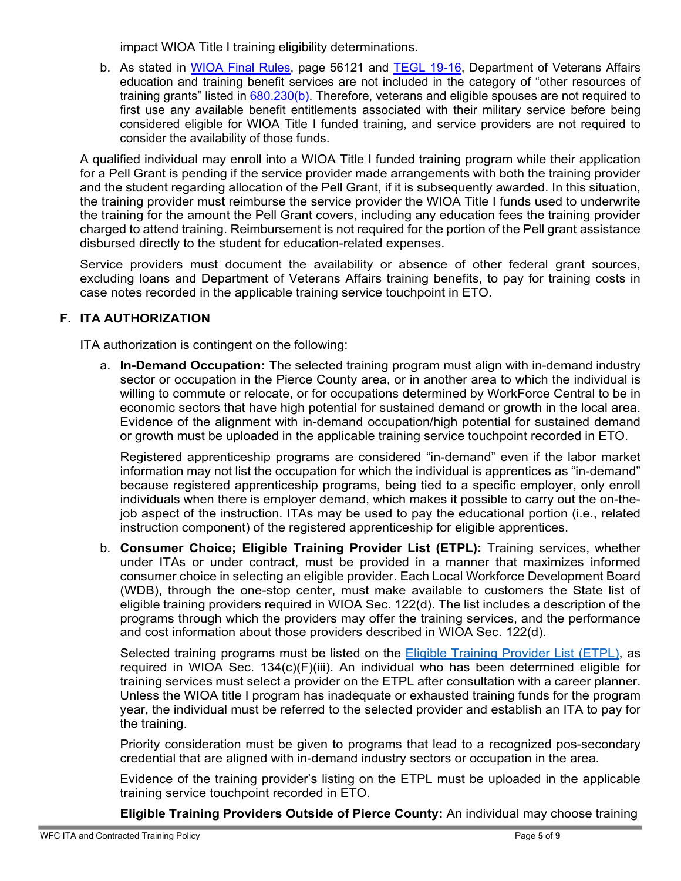impact WIOA Title I training eligibility determinations.

b. As stated in WIOA Final Rules, page 56121 and TEGL 19-16, Department of Veterans Affairs education and training benefit services are not included in the category of "other resources of training grants" listed in 680.230(b). Therefore, veterans and eligible spouses are not required to first use any available benefit entitlements associated with their military service before being considered eligible for WIOA Title I funded training, and service providers are not required to consider the availability of those funds.

A qualified individual may enroll into a WIOA Title I funded training program while their application for a Pell Grant is pending if the service provider made arrangements with both the training provider and the student regarding allocation of the Pell Grant, if it is subsequently awarded. In this situation, the training provider must reimburse the service provider the WIOA Title I funds used to underwrite the training for the amount the Pell Grant covers, including any education fees the training provider charged to attend training. Reimbursement is not required for the portion of the Pell grant assistance disbursed directly to the student for education-related expenses.

Service providers must document the availability or absence of other federal grant sources, excluding loans and Department of Veterans Affairs training benefits, to pay for training costs in case notes recorded in the applicable training service touchpoint in ETO.

## F. ITA AUTHORIZATION

ITA authorization is contingent on the following:

a. **In-Demand Occupation:** The selected training program must align with in-demand industry sector or occupation in the Pierce County area, or in another area to which the individual is willing to commute or relocate, or for occupations determined by WorkForce Central to be in economic sectors that have high potential for sustained demand or growth in the local area. Evidence of the alignment with in-demand occupation/high potential for sustained demand or growth must be uploaded in the applicable training service touchpoint recorded in ETO.

   Registered apprenticeship programs are considered "in-demand" even if the labor market information may not list the occupation for which the individual is apprentices as "in-demand" because registered apprenticeship programs, being tied to a specific employer, only enroll individuals when there is employer demand, which makes it possible to carry out the on-the-job aspect of the instruction. ITAs may be used to pay the educational portion (i.e., related instruction component) of the registered apprenticeship for eligible apprentices.

b. **Consumer Choice; Eligible Training Provider List (ETPL):** Training services, whether under ITAs or under contract, must be provided in a manner that maximizes informed consumer choice in selecting an eligible provider. Each Local Workforce Development Board (WDB), through the one-stop center, must make available to customers the State list of eligible training providers required in WIOA Sec. 122(d). The list includes a description of the programs through which the providers may offer the training services, and the performance and cost information about those providers described in WIOA Sec. 122(d).

   Selected training programs must be listed on the Eligible Training Provider List (ETPL), as required in WIOA Sec. 134(c)(F)(iii). An individual who has been determined eligible for training services must select a provider on the ETPL after consultation with a career planner. Unless the WIOA title I program has inadequate or exhausted training funds for the program year, the individual must be referred to the selected provider and establish an ITA to pay for the training.

   Priority consideration must be given to programs that lead to a recognized pos-secondary credential that are aligned with in-demand industry sectors or occupation in the area.

   Evidence of the training provider's listing on the ETPL must be uploaded in the applicable training service touchpoint recorded in ETO.

   **Eligible Training Providers Outside of Pierce County:** An individual may choose training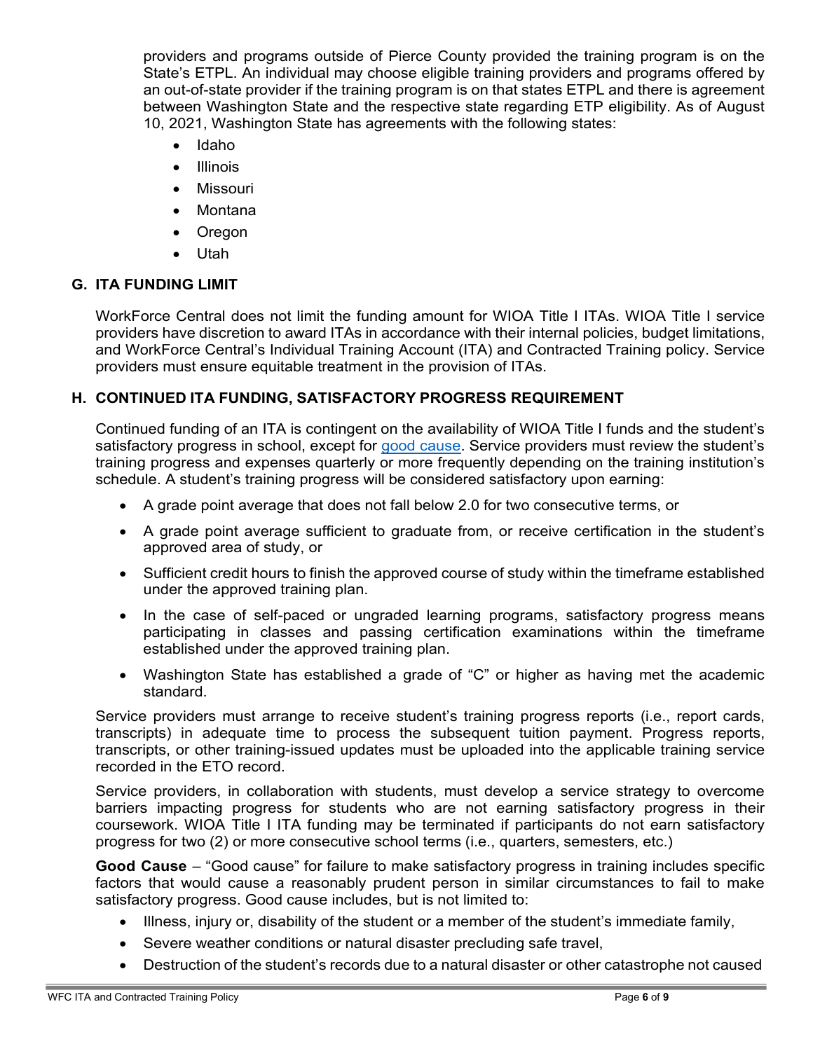providers and programs outside of Pierce County provided the training program is on the State's ETPL. An individual may choose eligible training providers and programs offered by an out-of-state provider if the training program is on that states ETPL and there is agreement between Washington State and the respective state regarding ETP eligibility. As of August 10, 2021, Washington State has agreements with the following states:

- Idaho
- Illinois
- Missouri
- Montana
- Oregon
- Utah

## G. ITA FUNDING LIMIT

WorkForce Central does not limit the funding amount for WIOA Title I ITAs. WIOA Title I service providers have discretion to award ITAs in accordance with their internal policies, budget limitations, and WorkForce Central's Individual Training Account (ITA) and Contracted Training policy. Service providers must ensure equitable treatment in the provision of ITAs.

## H. CONTINUED ITA FUNDING, SATISFACTORY PROGRESS REQUIREMENT

Continued funding of an ITA is contingent on the availability of WIOA Title I funds and the student's satisfactory progress in school, except for good cause. Service providers must review the student's training progress and expenses quarterly or more frequently depending on the training institution's schedule. A student's training progress will be considered satisfactory upon earning:

- A grade point average that does not fall below 2.0 for two consecutive terms, or
- A grade point average sufficient to graduate from, or receive certification in the student's approved area of study, or
- Sufficient credit hours to finish the approved course of study within the timeframe established under the approved training plan.
- In the case of self-paced or ungraded learning programs, satisfactory progress means participating in classes and passing certification examinations within the timeframe established under the approved training plan.
- Washington State has established a grade of "C" or higher as having met the academic standard.

Service providers must arrange to receive student's training progress reports (i.e., report cards, transcripts) in adequate time to process the subsequent tuition payment. Progress reports, transcripts, or other training-issued updates must be uploaded into the applicable training service recorded in the ETO record.

Service providers, in collaboration with students, must develop a service strategy to overcome barriers impacting progress for students who are not earning satisfactory progress in their coursework. WIOA Title I ITA funding may be terminated if participants do not earn satisfactory progress for two (2) or more consecutive school terms (i.e., quarters, semesters, etc.)

**Good Cause** – "Good cause" for failure to make satisfactory progress in training includes specific factors that would cause a reasonably prudent person in similar circumstances to fail to make satisfactory progress. Good cause includes, but is not limited to:

- Illness, injury or, disability of the student or a member of the student's immediate family,
- Severe weather conditions or natural disaster precluding safe travel,
- Destruction of the student's records due to a natural disaster or other catastrophe not caused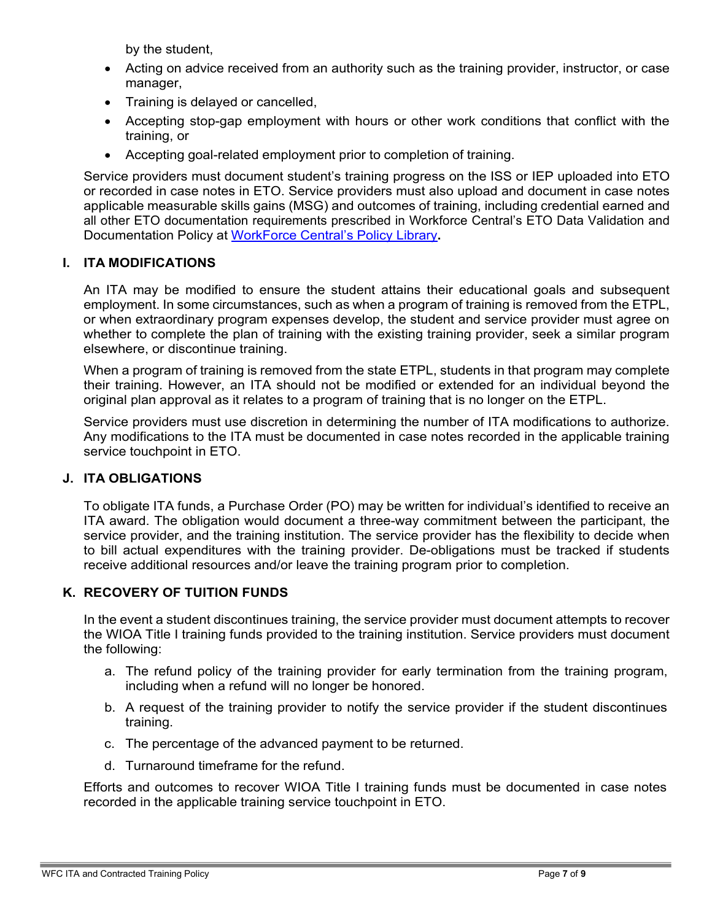by the student,

- Acting on advice received from an authority such as the training provider, instructor, or case manager,
- Training is delayed or cancelled,
- Accepting stop-gap employment with hours or other work conditions that conflict with the training, or
- Accepting goal-related employment prior to completion of training.

Service providers must document student's training progress on the ISS or IEP uploaded into ETO or recorded in case notes in ETO. Service providers must also upload and document in case notes applicable measurable skills gains (MSG) and outcomes of training, including credential earned and all other ETO documentation requirements prescribed in Workforce Central's ETO Data Validation and Documentation Policy at [WorkForce Central's Policy Library](#).

## I. ITA MODIFICATIONS

An ITA may be modified to ensure the student attains their educational goals and subsequent employment. In some circumstances, such as when a program of training is removed from the ETPL, or when extraordinary program expenses develop, the student and service provider must agree on whether to complete the plan of training with the existing training provider, seek a similar program elsewhere, or discontinue training.

When a program of training is removed from the state ETPL, students in that program may complete their training. However, an ITA should not be modified or extended for an individual beyond the original plan approval as it relates to a program of training that is no longer on the ETPL.

Service providers must use discretion in determining the number of ITA modifications to authorize. Any modifications to the ITA must be documented in case notes recorded in the applicable training service touchpoint in ETO.

## J. ITA OBLIGATIONS

To obligate ITA funds, a Purchase Order (PO) may be written for individual's identified to receive an ITA award. The obligation would document a three-way commitment between the participant, the service provider, and the training institution. The service provider has the flexibility to decide when to bill actual expenditures with the training provider. De-obligations must be tracked if students receive additional resources and/or leave the training program prior to completion.

## K. RECOVERY OF TUITION FUNDS

In the event a student discontinues training, the service provider must document attempts to recover the WIOA Title I training funds provided to the training institution. Service providers must document the following:

a. The refund policy of the training provider for early termination from the training program, including when a refund will no longer be honored.

b. A request of the training provider to notify the service provider if the student discontinues training.

c. The percentage of the advanced payment to be returned.

d. Turnaround timeframe for the refund.

Efforts and outcomes to recover WIOA Title I training funds must be documented in case notes recorded in the applicable training service touchpoint in ETO.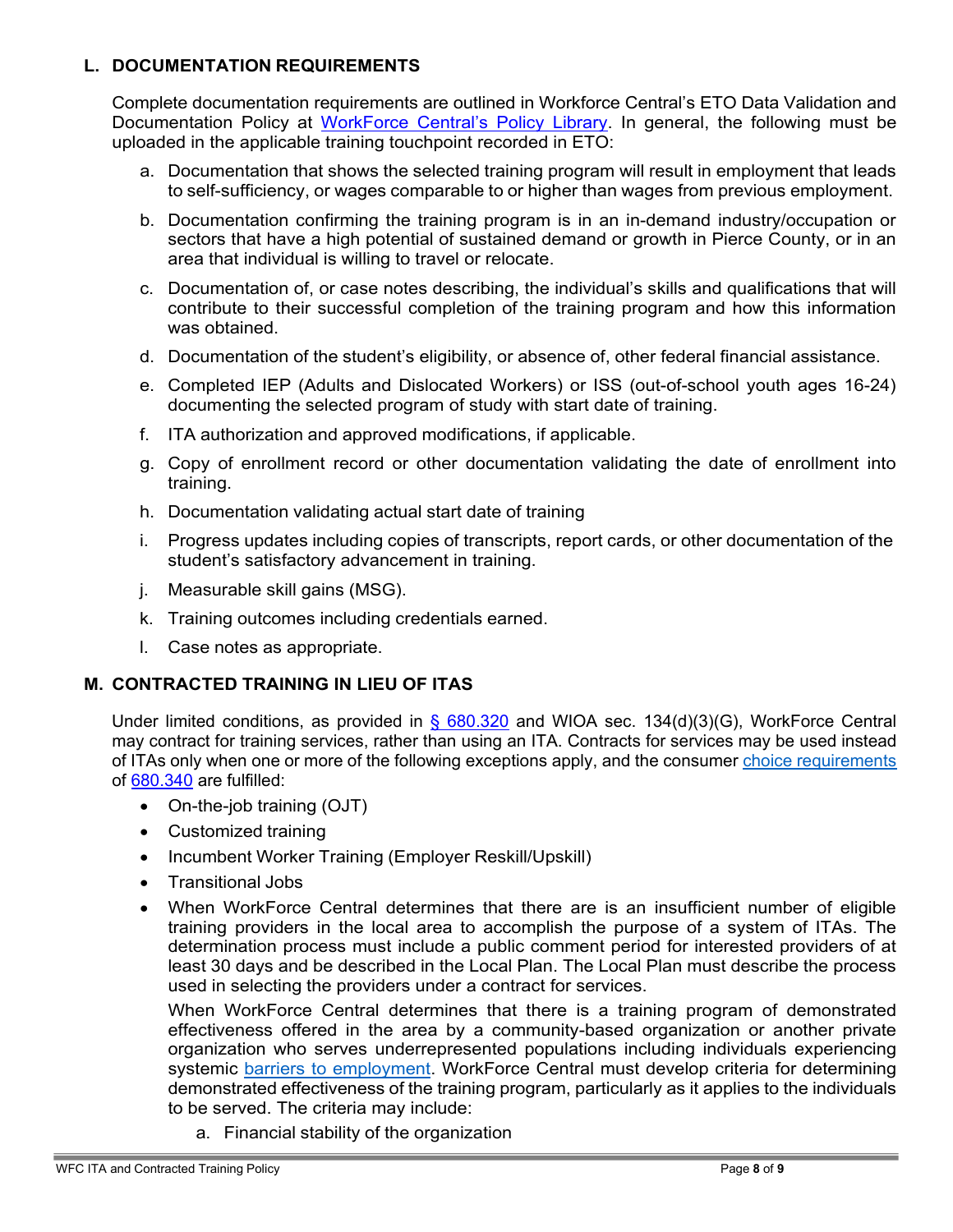## L. DOCUMENTATION REQUIREMENTS

Complete documentation requirements are outlined in Workforce Central's ETO Data Validation and Documentation Policy at [WorkForce Central's Policy Library](). In general, the following must be uploaded in the applicable training touchpoint recorded in ETO:

a. Documentation that shows the selected training program will result in employment that leads to self-sufficiency, or wages comparable to or higher than wages from previous employment.

b. Documentation confirming the training program is in an in-demand industry/occupation or sectors that have a high potential of sustained demand or growth in Pierce County, or in an area that individual is willing to travel or relocate.

c. Documentation of, or case notes describing, the individual's skills and qualifications that will contribute to their successful completion of the training program and how this information was obtained.

d. Documentation of the student's eligibility, or absence of, other federal financial assistance.

e. Completed IEP (Adults and Dislocated Workers) or ISS (out-of-school youth ages 16-24) documenting the selected program of study with start date of training.

f. ITA authorization and approved modifications, if applicable.

g. Copy of enrollment record or other documentation validating the date of enrollment into training.

h. Documentation validating actual start date of training

i. Progress updates including copies of transcripts, report cards, or other documentation of the student's satisfactory advancement in training.

j. Measurable skill gains (MSG).

k. Training outcomes including credentials earned.

l. Case notes as appropriate.

## M. CONTRACTED TRAINING IN LIEU OF ITAS

Under limited conditions, as provided in [§ 680.320]() and WIOA sec. 134(d)(3)(G), WorkForce Central may contract for training services, rather than using an ITA. Contracts for services may be used instead of ITAs only when one or more of the following exceptions apply, and the consumer [choice requirements]() of [680.340]() are fulfilled:

- On-the-job training (OJT)
- Customized training
- Incumbent Worker Training (Employer Reskill/Upskill)
- Transitional Jobs
- When WorkForce Central determines that there are is an insufficient number of eligible training providers in the local area to accomplish the purpose of a system of ITAs. The determination process must include a public comment period for interested providers of at least 30 days and be described in the Local Plan. The Local Plan must describe the process used in selecting the providers under a contract for services.

  When WorkForce Central determines that there is a training program of demonstrated effectiveness offered in the area by a community-based organization or another private organization who serves underrepresented populations including individuals experiencing systemic [barriers to employment](). WorkForce Central must develop criteria for determining demonstrated effectiveness of the training program, particularly as it applies to the individuals to be served. The criteria may include:

  a. Financial stability of the organization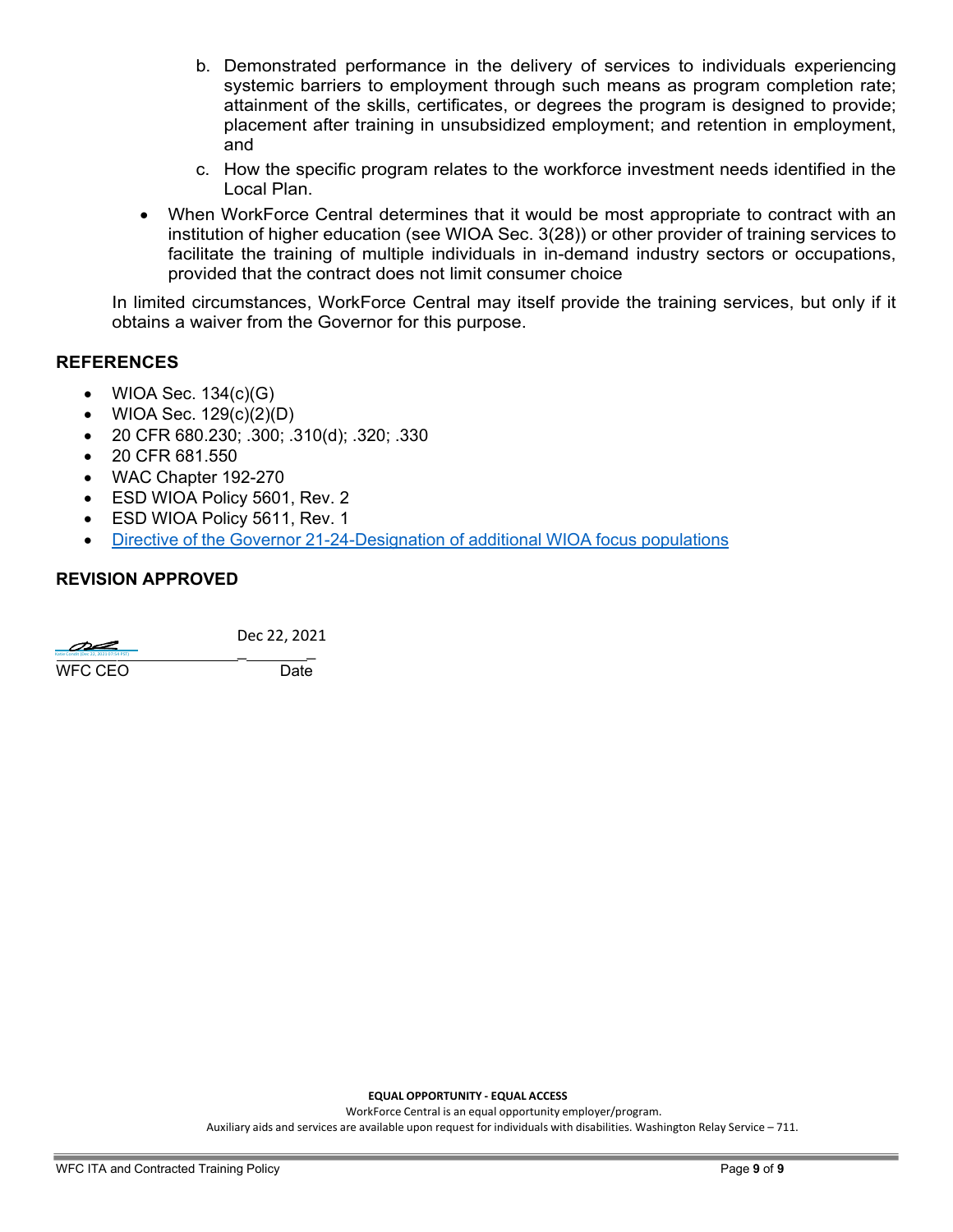b. Demonstrated performance in the delivery of services to individuals experiencing systemic barriers to employment through such means as program completion rate; attainment of the skills, certificates, or degrees the program is designed to provide; placement after training in unsubsidized employment; and retention in employment, and

c. How the specific program relates to the workforce investment needs identified in the Local Plan.

- When WorkForce Central determines that it would be most appropriate to contract with an institution of higher education (see WIOA Sec. 3(28)) or other provider of training services to facilitate the training of multiple individuals in in-demand industry sectors or occupations, provided that the contract does not limit consumer choice

In limited circumstances, WorkForce Central may itself provide the training services, but only if it obtains a waiver from the Governor for this purpose.

## REFERENCES

- WIOA Sec. 134(c)(G)
- WIOA Sec. 129(c)(2)(D)
- 20 CFR 680.230; .300; .310(d); .320; .330
- 20 CFR 681.550
- WAC Chapter 192-270
- ESD WIOA Policy 5601, Rev. 2
- ESD WIOA Policy 5611, Rev. 1
- Directive of the Governor 21-24-Designation of additional WIOA focus populations

## REVISION APPROVED

Dec 22, 2021

WFC CEO    Date

**EQUAL OPPORTUNITY - EQUAL ACCESS**

WorkForce Central is an equal opportunity employer/program.

Auxiliary aids and services are available upon request for individuals with disabilities. Washington Relay Service – 711.